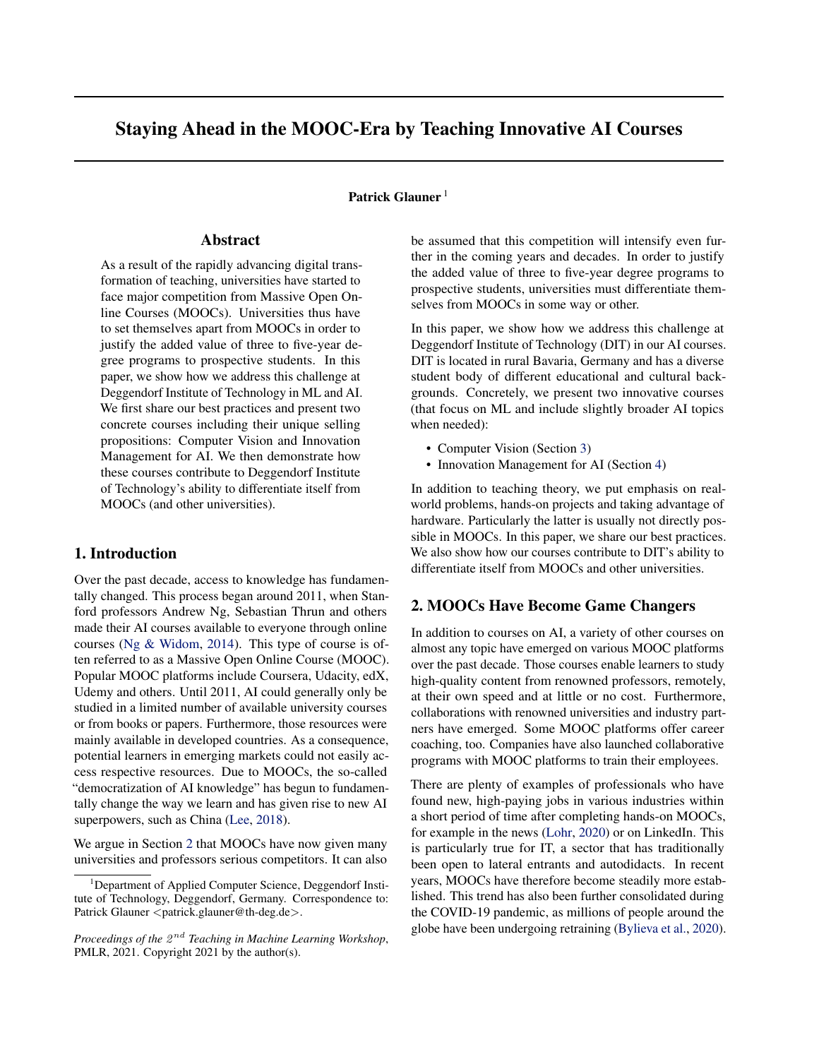# Staying Ahead in the MOOC-Era by Teaching Innovative AI Courses

**Patrick Glauner** [1]

## Abstract

As a result of the rapidly advancing digital transformation of teaching, universities have started to face major competition from Massive Open Online Courses (MOOCs). Universities thus have to set themselves apart from MOOCs in order to justify the added value of three to five-year degree programs to prospective students. In this paper, we show how we address this challenge at Deggendorf Institute of Technology in ML and AI. We first share our best practices and present two concrete courses including their unique selling propositions: Computer Vision and Innovation Management for AI. We then demonstrate how these courses contribute to Deggendorf Institute of Technology's ability to differentiate itself from MOOCs (and other universities).

## 1. Introduction

Over the past decade, access to knowledge has fundamentally changed. This process began around 2011, when Stanford professors Andrew Ng, Sebastian Thrun and others made their AI courses available to everyone through online courses (Ng & Widom, 2014). This type of course is often referred to as a Massive Open Online Course (MOOC). Popular MOOC platforms include Coursera, Udacity, edX, Udemy and others. Until 2011, AI could generally only be studied in a limited number of available university courses or from books or papers. Furthermore, those resources were mainly available in developed countries. As a consequence, potential learners in emerging markets could not easily access respective resources. Due to MOOCs, the so-called "democratization of AI knowledge" has begun to fundamentally change the way we learn and has given rise to new AI superpowers, such as China (Lee, 2018).

We argue in Section 2 that MOOCs have now given many universities and professors serious competitors. It can also be assumed that this competition will intensify even further in the coming years and decades. In order to justify the added value of three to five-year degree programs to prospective students, universities must differentiate themselves from MOOCs in some way or other.

In this paper, we show how we address this challenge at Deggendorf Institute of Technology (DIT) in our AI courses. DIT is located in rural Bavaria, Germany and has a diverse student body of different educational and cultural backgrounds. Concretely, we present two innovative courses (that focus on ML and include slightly broader AI topics when needed):

- Computer Vision (Section 3)
- Innovation Management for AI (Section 4)

In addition to teaching theory, we put emphasis on real-world problems, hands-on projects and taking advantage of hardware. Particularly the latter is usually not directly possible in MOOCs. In this paper, we share our best practices. We also show how our courses contribute to DIT's ability to differentiate itself from MOOCs and other universities.

## 2. MOOCs Have Become Game Changers

In addition to courses on AI, a variety of other courses on almost any topic have emerged on various MOOC platforms over the past decade. Those courses enable learners to study high-quality content from renowned professors, remotely, at their own speed and at little or no cost. Furthermore, collaborations with renowned universities and industry partners have emerged. Some MOOC platforms offer career coaching, too. Companies have also launched collaborative programs with MOOC platforms to train their employees.

There are plenty of examples of professionals who have found new, high-paying jobs in various industries within a short period of time after completing hands-on MOOCs, for example in the news (Lohr, 2020) or on LinkedIn. This is particularly true for IT, a sector that has traditionally been open to lateral entrants and autodidacts. In recent years, MOOCs have therefore become steadily more established. This trend has also been further consolidated during the COVID-19 pandemic, as millions of people around the globe have been undergoing retraining (Bylieva et al., 2020).

---

[1] Department of Applied Computer Science, Deggendorf Institute of Technology, Deggendorf, Germany. Correspondence to: Patrick Glauner <patrick.glauner@th-deg.de>.

*Proceedings of the $2^{nd}$ Teaching in Machine Learning Workshop*, PMLR, 2021. Copyright 2021 by the author(s).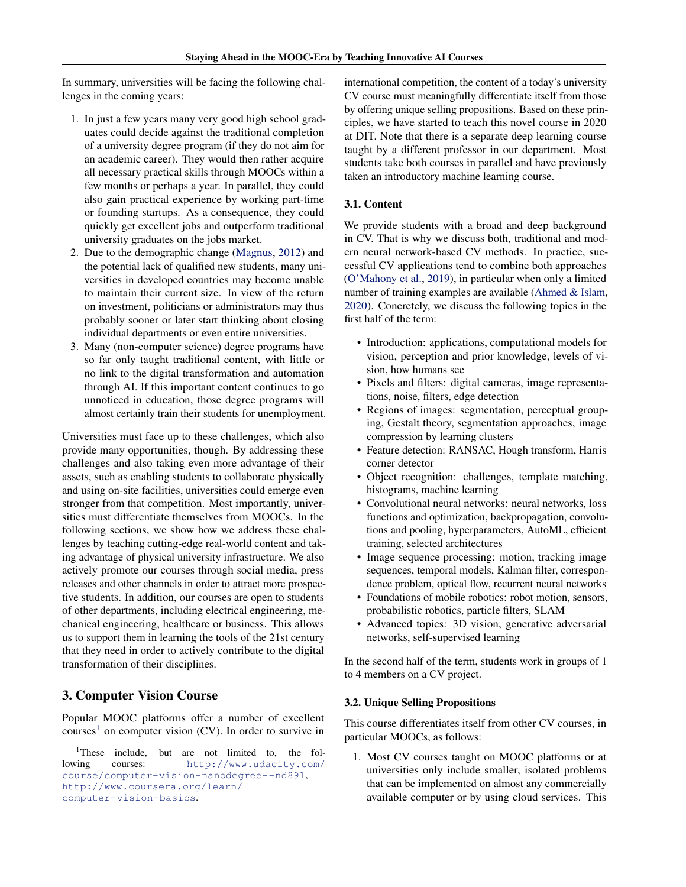In summary, universities will be facing the following challenges in the coming years:

1. In just a few years many very good high school graduates could decide against the traditional completion of a university degree program (if they do not aim for an academic career). They would then rather acquire all necessary practical skills through MOOCs within a few months or perhaps a year. In parallel, they could also gain practical experience by working part-time or founding startups. As a consequence, they could quickly get excellent jobs and outperform traditional university graduates on the jobs market.
2. Due to the demographic change (Magnus, 2012) and the potential lack of qualified new students, many universities in developed countries may become unable to maintain their current size. In view of the return on investment, politicians or administrators may thus probably sooner or later start thinking about closing individual departments or even entire universities.
3. Many (non-computer science) degree programs have so far only taught traditional content, with little or no link to the digital transformation and automation through AI. If this important content continues to go unnoticed in education, those degree programs will almost certainly train their students for unemployment.

Universities must face up to these challenges, which also provide many opportunities, though. By addressing these challenges and also taking even more advantage of their assets, such as enabling students to collaborate physically and using on-site facilities, universities could emerge even stronger from that competition. Most importantly, universities must differentiate themselves from MOOCs. In the following sections, we show how we address these challenges by teaching cutting-edge real-world content and taking advantage of physical university infrastructure. We also actively promote our courses through social media, press releases and other channels in order to attract more prospective students. In addition, our courses are open to students of other departments, including electrical engineering, mechanical engineering, healthcare or business. This allows us to support them in learning the tools of the 21st century that they need in order to actively contribute to the digital transformation of their disciplines.

## 3. Computer Vision Course

Popular MOOC platforms offer a number of excellent courses[1] on computer vision (CV). In order to survive in international competition, the content of a today's university CV course must meaningfully differentiate itself from those by offering unique selling propositions. Based on these principles, we have started to teach this novel course in 2020 at DIT. Note that there is a separate deep learning course taught by a different professor in our department. Most students take both courses in parallel and have previously taken an introductory machine learning course.

### 3.1. Content

We provide students with a broad and deep background in CV. That is why we discuss both, traditional and modern neural network-based CV methods. In practice, successful CV applications tend to combine both approaches (O'Mahony et al., 2019), in particular when only a limited number of training examples are available (Ahmed & Islam, 2020). Concretely, we discuss the following topics in the first half of the term:

- Introduction: applications, computational models for vision, perception and prior knowledge, levels of vision, how humans see
- Pixels and filters: digital cameras, image representations, noise, filters, edge detection
- Regions of images: segmentation, perceptual grouping, Gestalt theory, segmentation approaches, image compression by learning clusters
- Feature detection: RANSAC, Hough transform, Harris corner detector
- Object recognition: challenges, template matching, histograms, machine learning
- Convolutional neural networks: neural networks, loss functions and optimization, backpropagation, convolutions and pooling, hyperparameters, AutoML, efficient training, selected architectures
- Image sequence processing: motion, tracking image sequences, temporal models, Kalman filter, correspondence problem, optical flow, recurrent neural networks
- Foundations of mobile robotics: robot motion, sensors, probabilistic robotics, particle filters, SLAM
- Advanced topics: 3D vision, generative adversarial networks, self-supervised learning

In the second half of the term, students work in groups of 1 to 4 members on a CV project.

### 3.2. Unique Selling Propositions

This course differentiates itself from other CV courses, in particular MOOCs, as follows:

1. Most CV courses taught on MOOC platforms or at universities only include smaller, isolated problems that can be implemented on almost any commercially available computer or by using cloud services. This

[1] These include, but are not limited to, the following courses: http://www.udacity.com/course/computer-vision-nanodegree--nd891, http://www.coursera.org/learn/computer-vision-basics.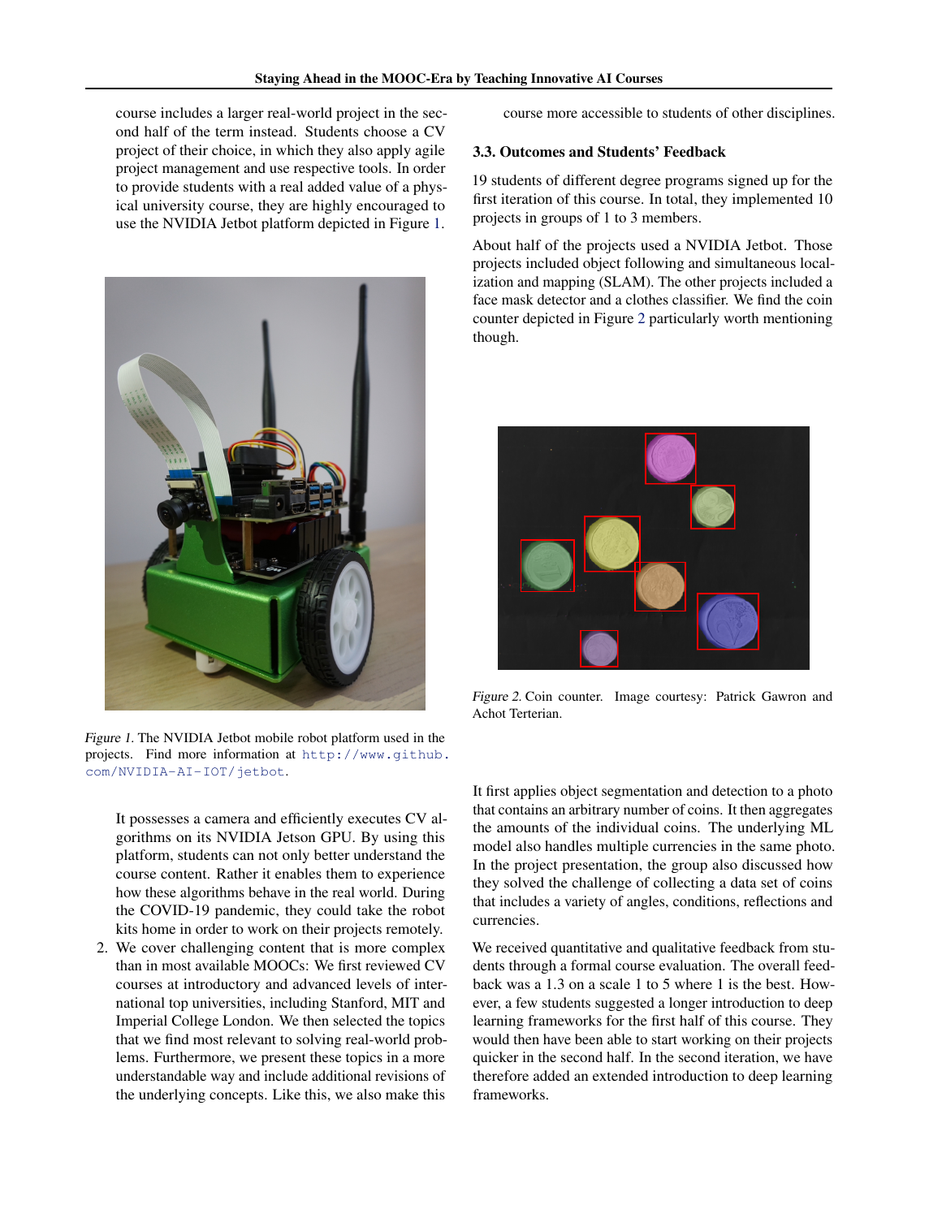course includes a larger real-world project in the second half of the term instead. Students choose a CV project of their choice, in which they also apply agile project management and use respective tools. In order to provide students with a real added value of a physical university course, they are highly encouraged to use the NVIDIA Jetbot platform depicted in Figure 1.

*Figure 1.* The NVIDIA Jetbot mobile robot platform used in the projects. Find more information at http://www.github.com/NVIDIA-AI-IOT/jetbot.

It possesses a camera and efficiently executes CV algorithms on its NVIDIA Jetson GPU. By using this platform, students can not only better understand the course content. Rather it enables them to experience how these algorithms behave in the real world. During the COVID-19 pandemic, they could take the robot kits home in order to work on their projects remotely.

2. We cover challenging content that is more complex than in most available MOOCs: We first reviewed CV courses at introductory and advanced levels of international top universities, including Stanford, MIT and Imperial College London. We then selected the topics that we find most relevant to solving real-world problems. Furthermore, we present these topics in a more understandable way and include additional revisions of the underlying concepts. Like this, we also make this course more accessible to students of other disciplines.

### 3.3. Outcomes and Students' Feedback

19 students of different degree programs signed up for the first iteration of this course. In total, they implemented 10 projects in groups of 1 to 3 members.

About half of the projects used a NVIDIA Jetbot. Those projects included object following and simultaneous localization and mapping (SLAM). The other projects included a face mask detector and a clothes classifier. We find the coin counter depicted in Figure 2 particularly worth mentioning though.

*Figure 2.* Coin counter. Image courtesy: Patrick Gawron and Achot Terterian.

It first applies object segmentation and detection to a photo that contains an arbitrary number of coins. It then aggregates the amounts of the individual coins. The underlying ML model also handles multiple currencies in the same photo. In the project presentation, the group also discussed how they solved the challenge of collecting a data set of coins that includes a variety of angles, conditions, reflections and currencies.

We received quantitative and qualitative feedback from students through a formal course evaluation. The overall feedback was a 1.3 on a scale 1 to 5 where 1 is the best. However, a few students suggested a longer introduction to deep learning frameworks for the first half of this course. They would then have been able to start working on their projects quicker in the second half. In the second iteration, we have therefore added an extended introduction to deep learning frameworks.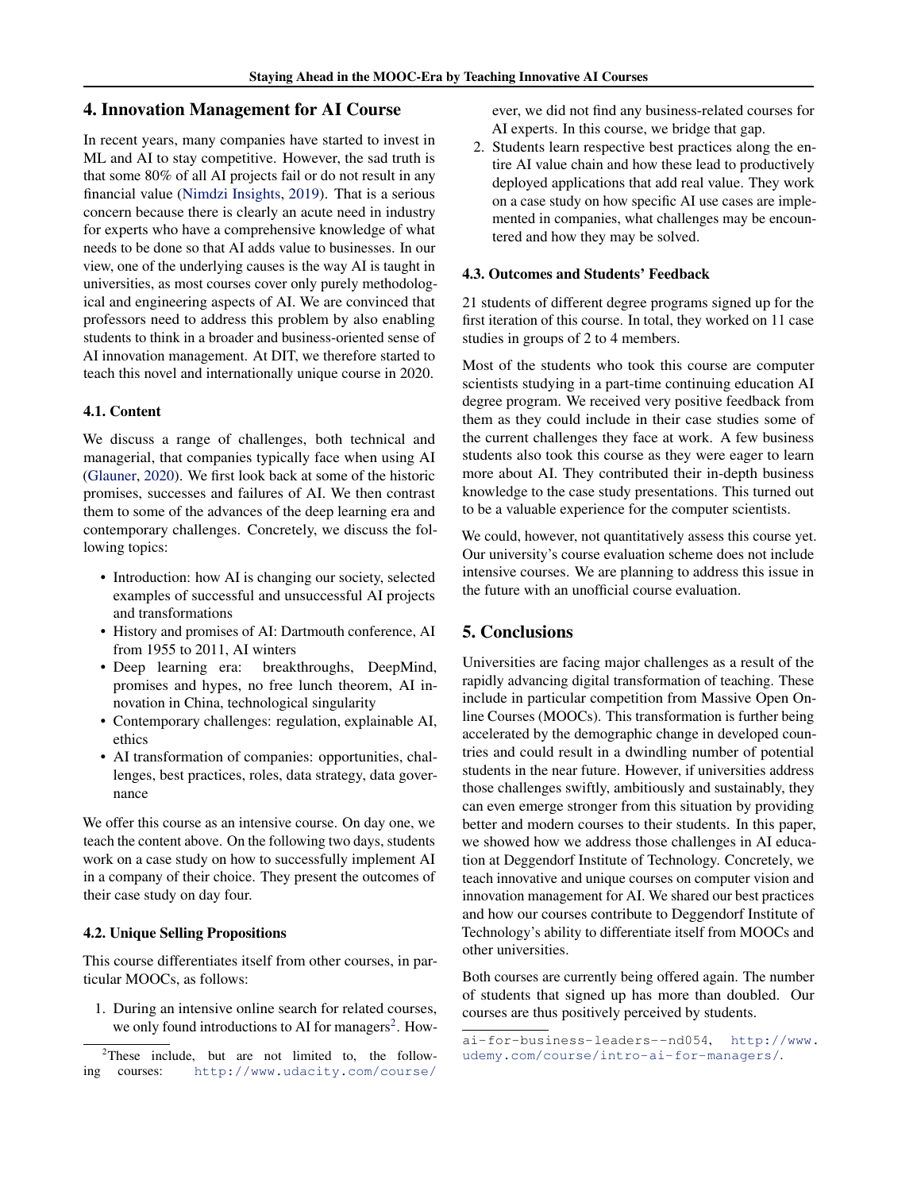## 4. Innovation Management for AI Course

In recent years, many companies have started to invest in ML and AI to stay competitive. However, the sad truth is that some 80% of all AI projects fail or do not result in any financial value (Nimdzi Insights, 2019). That is a serious concern because there is clearly an acute need in industry for experts who have a comprehensive knowledge of what needs to be done so that AI adds value to businesses. In our view, one of the underlying causes is the way AI is taught in universities, as most courses cover only purely methodological and engineering aspects of AI. We are convinced that professors need to address this problem by also enabling students to think in a broader and business-oriented sense of AI innovation management. At DIT, we therefore started to teach this novel and internationally unique course in 2020.

### 4.1. Content

We discuss a range of challenges, both technical and managerial, that companies typically face when using AI (Glauner, 2020). We first look back at some of the historic promises, successes and failures of AI. We then contrast them to some of the advances of the deep learning era and contemporary challenges. Concretely, we discuss the following topics:

- Introduction: how AI is changing our society, selected examples of successful and unsuccessful AI projects and transformations
- History and promises of AI: Dartmouth conference, AI from 1955 to 2011, AI winters
- Deep learning era: breakthroughs, DeepMind, promises and hypes, no free lunch theorem, AI innovation in China, technological singularity
- Contemporary challenges: regulation, explainable AI, ethics
- AI transformation of companies: opportunities, challenges, best practices, roles, data strategy, data governance

We offer this course as an intensive course. On day one, we teach the content above. On the following two days, students work on a case study on how to successfully implement AI in a company of their choice. They present the outcomes of their case study on day four.

### 4.2. Unique Selling Propositions

This course differentiates itself from other courses, in particular MOOCs, as follows:

1. During an intensive online search for related courses, we only found introductions to AI for managers[2]. However, we did not find any business-related courses for AI experts. In this course, we bridge that gap.
2. Students learn respective best practices along the entire AI value chain and how these lead to productively deployed applications that add real value. They work on a case study on how specific AI use cases are implemented in companies, what challenges may be encountered and how they may be solved.

### 4.3. Outcomes and Students' Feedback

21 students of different degree programs signed up for the first iteration of this course. In total, they worked on 11 case studies in groups of 2 to 4 members.

Most of the students who took this course are computer scientists studying in a part-time continuing education AI degree program. We received very positive feedback from them as they could include in their case studies some of the current challenges they face at work. A few business students also took this course as they were eager to learn more about AI. They contributed their in-depth business knowledge to the case study presentations. This turned out to be a valuable experience for the computer scientists.

We could, however, not quantitatively assess this course yet. Our university's course evaluation scheme does not include intensive courses. We are planning to address this issue in the future with an unofficial course evaluation.

## 5. Conclusions

Universities are facing major challenges as a result of the rapidly advancing digital transformation of teaching. These include in particular competition from Massive Open Online Courses (MOOCs). This transformation is further being accelerated by the demographic change in developed countries and could result in a dwindling number of potential students in the near future. However, if universities address those challenges swiftly, ambitiously and sustainably, they can even emerge stronger from this situation by providing better and modern courses to their students. In this paper, we showed how we address those challenges in AI education at Deggendorf Institute of Technology. Concretely, we teach innovative and unique courses on computer vision and innovation management for AI. We shared our best practices and how our courses contribute to Deggendorf Institute of Technology's ability to differentiate itself from MOOCs and other universities.

Both courses are currently being offered again. The number of students that signed up has more than doubled. Our courses are thus positively perceived by students.

[2]These include, but are not limited to, the following courses: http://www.udacity.com/course/ai-for-business-leaders--nd054, http://www.udemy.com/course/intro-ai-for-managers/.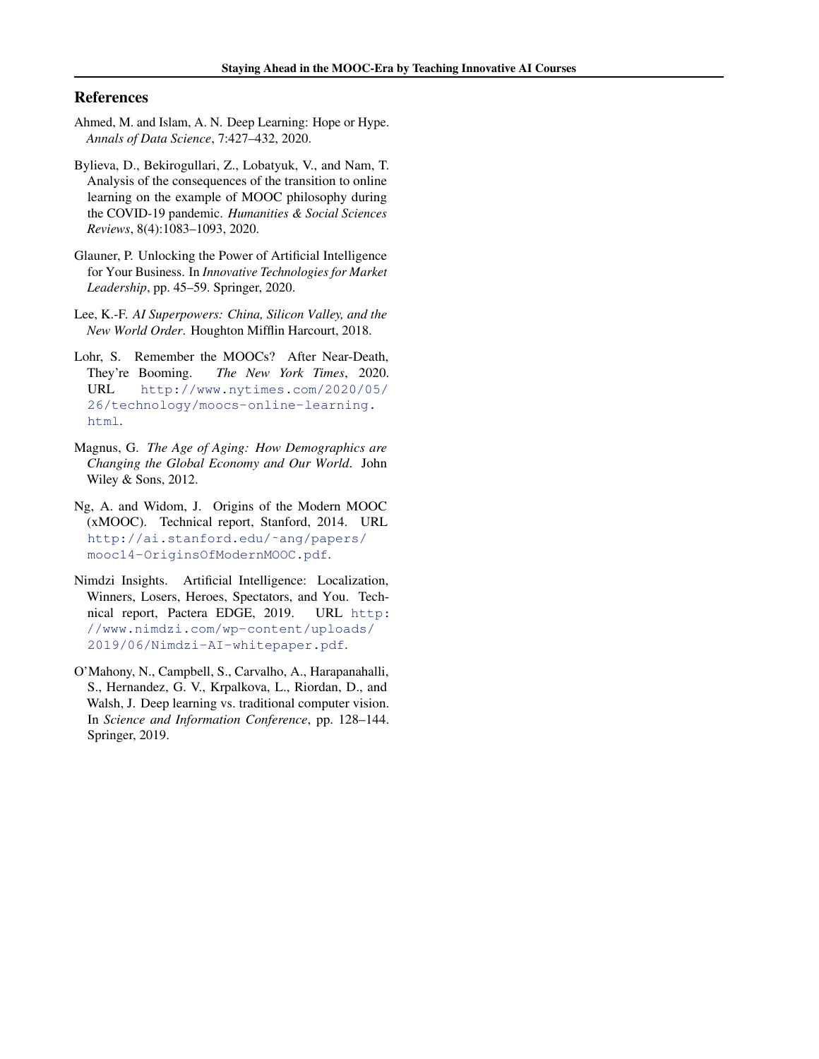## References

Ahmed, M. and Islam, A. N. Deep Learning: Hope or Hype. *Annals of Data Science*, 7:427–432, 2020.

Bylieva, D., Bekirogullari, Z., Lobatyuk, V., and Nam, T. Analysis of the consequences of the transition to online learning on the example of MOOC philosophy during the COVID-19 pandemic. *Humanities & Social Sciences Reviews*, 8(4):1083–1093, 2020.

Glauner, P. Unlocking the Power of Artificial Intelligence for Your Business. In *Innovative Technologies for Market Leadership*, pp. 45–59. Springer, 2020.

Lee, K.-F. *AI Superpowers: China, Silicon Valley, and the New World Order*. Houghton Mifflin Harcourt, 2018.

Lohr, S. Remember the MOOCs? After Near-Death, They're Booming. *The New York Times*, 2020. URL http://www.nytimes.com/2020/05/26/technology/moocs-online-learning.html.

Magnus, G. *The Age of Aging: How Demographics are Changing the Global Economy and Our World*. John Wiley & Sons, 2012.

Ng, A. and Widom, J. Origins of the Modern MOOC (xMOOC). Technical report, Stanford, 2014. URL http://ai.stanford.edu/~ang/papers/mooc14-OriginsOfModernMOOC.pdf.

Nimdzi Insights. Artificial Intelligence: Localization, Winners, Losers, Heroes, Spectators, and You. Technical report, Pactera EDGE, 2019. URL http://www.nimdzi.com/wp-content/uploads/2019/06/Nimdzi-AI-whitepaper.pdf.

O'Mahony, N., Campbell, S., Carvalho, A., Harapanahalli, S., Hernandez, G. V., Krpalkova, L., Riordan, D., and Walsh, J. Deep learning vs. traditional computer vision. In *Science and Information Conference*, pp. 128–144. Springer, 2019.